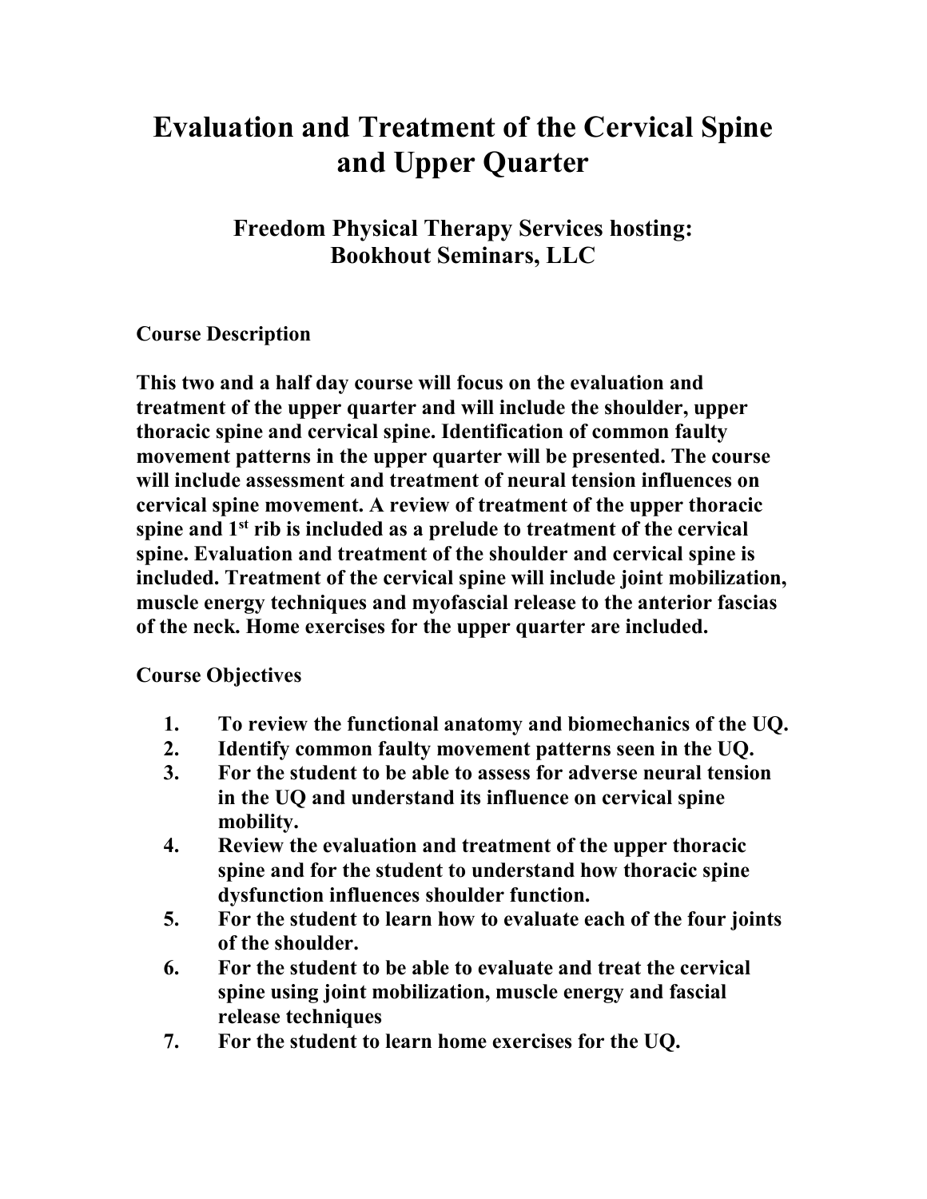# Evaluation and Treatment of the Cervical Spine and Upper Quarter

## Freedom Physical Therapy Services hosting: Bookhout Seminars, LLC

**Course Description**

**This two and a half day course will focus on the evaluation and treatment of the upper quarter and will include the shoulder, upper thoracic spine and cervical spine. Identification of common faulty movement patterns in the upper quarter will be presented. The course will include assessment and treatment of neural tension influences on cervical spine movement. A review of treatment of the upper thoracic spine and 1st rib is included as a prelude to treatment of the cervical spine. Evaluation and treatment of the shoulder and cervical spine is included. Treatment of the cervical spine will include joint mobilization, muscle energy techniques and myofascial release to the anterior fascias of the neck. Home exercises for the upper quarter are included.**

**Course Objectives**

1. **To review the functional anatomy and biomechanics of the UQ.**
2. **Identify common faulty movement patterns seen in the UQ.**
3. **For the student to be able to assess for adverse neural tension in the UQ and understand its influence on cervical spine mobility.**
4. **Review the evaluation and treatment of the upper thoracic spine and for the student to understand how thoracic spine dysfunction influences shoulder function.**
5. **For the student to learn how to evaluate each of the four joints of the shoulder.**
6. **For the student to be able to evaluate and treat the cervical spine using joint mobilization, muscle energy and fascial release techniques**
7. **For the student to learn home exercises for the UQ.**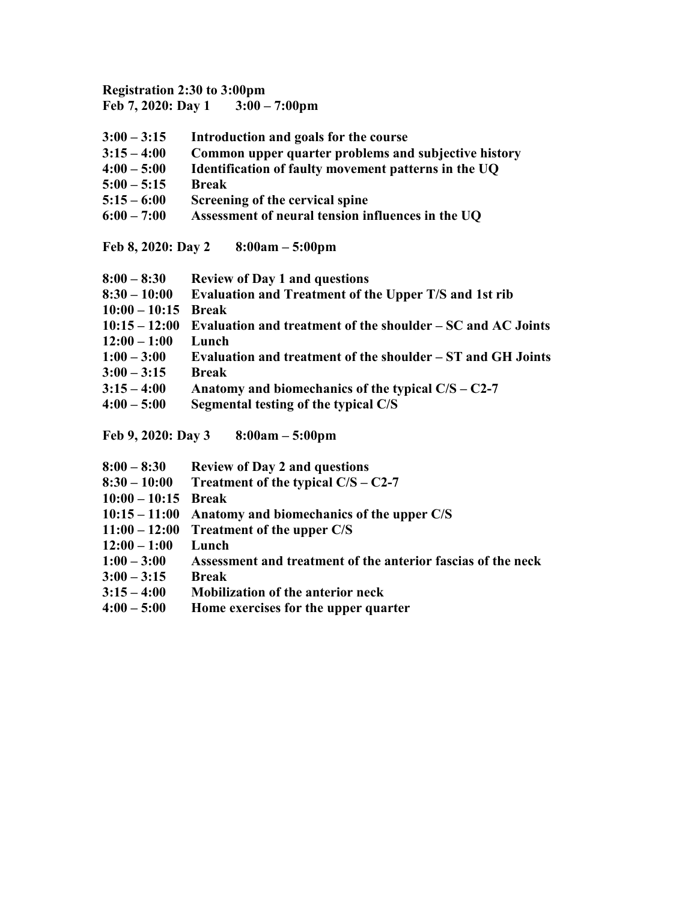**Registration 2:30 to 3:00pm**
**Feb 7, 2020: Day 1 3:00 – 7:00pm**

| | |
|---|---|
| **3:00 – 3:15** | **Introduction and goals for the course** |
| **3:15 – 4:00** | **Common upper quarter problems and subjective history** |
| **4:00 – 5:00** | **Identification of faulty movement patterns in the UQ** |
| **5:00 – 5:15** | **Break** |
| **5:15 – 6:00** | **Screening of the cervical spine** |
| **6:00 – 7:00** | **Assessment of neural tension influences in the UQ** |

**Feb 8, 2020: Day 2 8:00am – 5:00pm**

| | |
|---|---|
| **8:00 – 8:30** | **Review of Day 1 and questions** |
| **8:30 – 10:00** | **Evaluation and Treatment of the Upper T/S and 1st rib** |
| **10:00 – 10:15** | **Break** |
| **10:15 – 12:00** | **Evaluation and treatment of the shoulder – SC and AC Joints** |
| **12:00 – 1:00** | **Lunch** |
| **1:00 – 3:00** | **Evaluation and treatment of the shoulder – ST and GH Joints** |
| **3:00 – 3:15** | **Break** |
| **3:15 – 4:00** | **Anatomy and biomechanics of the typical C/S – C2-7** |
| **4:00 – 5:00** | **Segmental testing of the typical C/S** |

**Feb 9, 2020: Day 3 8:00am – 5:00pm**

| | |
|---|---|
| **8:00 – 8:30** | **Review of Day 2 and questions** |
| **8:30 – 10:00** | **Treatment of the typical C/S – C2-7** |
| **10:00 – 10:15** | **Break** |
| **10:15 – 11:00** | **Anatomy and biomechanics of the upper C/S** |
| **11:00 – 12:00** | **Treatment of the upper C/S** |
| **12:00 – 1:00** | **Lunch** |
| **1:00 – 3:00** | **Assessment and treatment of the anterior fascias of the neck** |
| **3:00 – 3:15** | **Break** |
| **3:15 – 4:00** | **Mobilization of the anterior neck** |
| **4:00 – 5:00** | **Home exercises for the upper quarter** |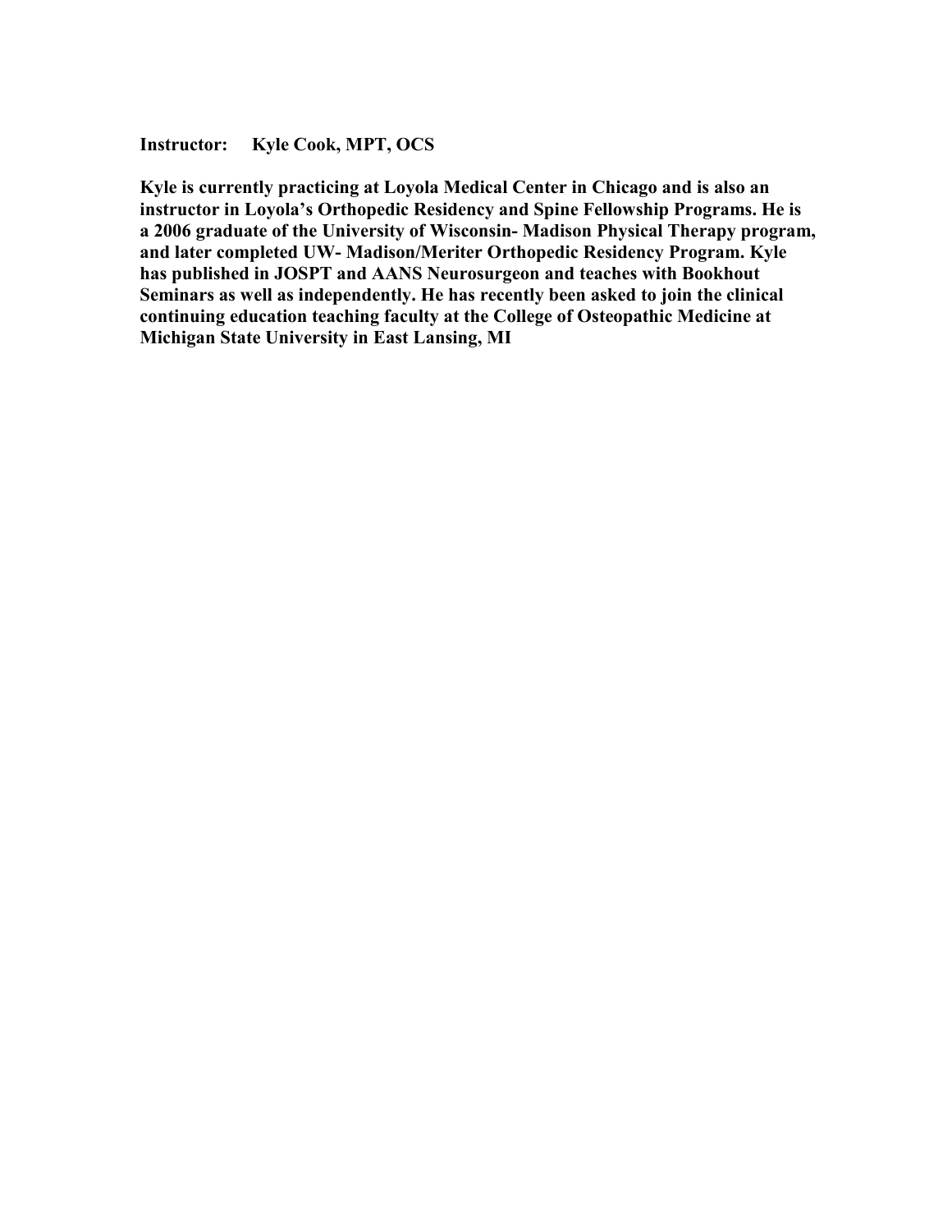**Instructor:** **Kyle Cook, MPT, OCS**

**Kyle is currently practicing at Loyola Medical Center in Chicago and is also an instructor in Loyola's Orthopedic Residency and Spine Fellowship Programs. He is a 2006 graduate of the University of Wisconsin- Madison Physical Therapy program, and later completed UW- Madison/Meriter Orthopedic Residency Program. Kyle has published in JOSPT and AANS Neurosurgeon and teaches with Bookhout Seminars as well as independently. He has recently been asked to join the clinical continuing education teaching faculty at the College of Osteopathic Medicine at Michigan State University in East Lansing, MI**